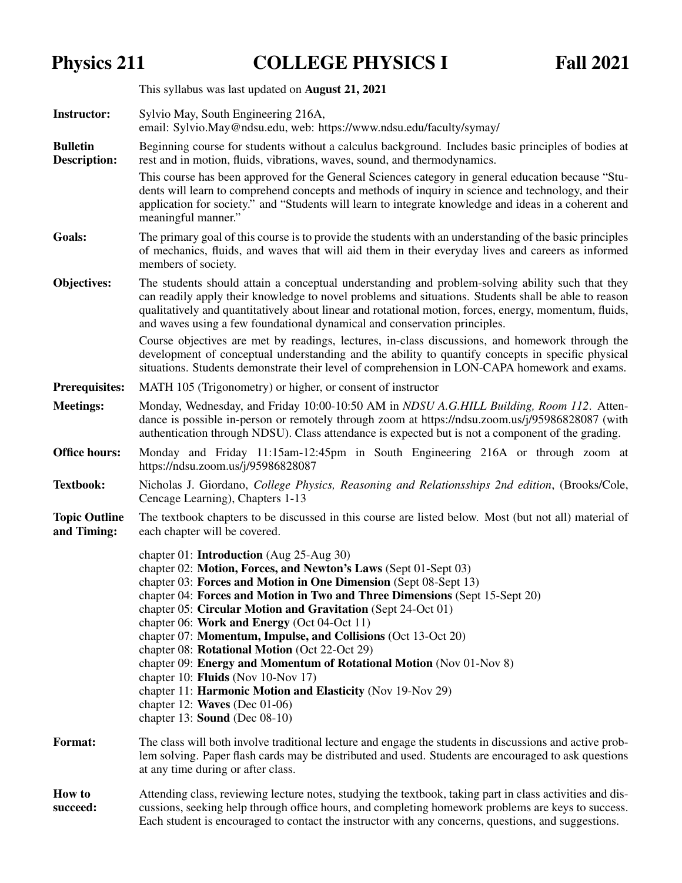# Physics 211 — COLLEGE PHYSICS I — Fall 2021

This syllabus was last updated on **August 21, 2021**

**Instructor:** Sylvio May, South Engineering 216A, email: Sylvio.May@ndsu.edu, web: https://www.ndsu.edu/faculty/symay/

**Bulletin Description:** Beginning course for students without a calculus background. Includes basic principles of bodies at rest and in motion, fluids, vibrations, waves, sound, and thermodynamics.

This course has been approved for the General Sciences category in general education because "Students will learn to comprehend concepts and methods of inquiry in science and technology, and their application for society." and "Students will learn to integrate knowledge and ideas in a coherent and meaningful manner."

**Goals:** The primary goal of this course is to provide the students with an understanding of the basic principles of mechanics, fluids, and waves that will aid them in their everyday lives and careers as informed members of society.

**Objectives:** The students should attain a conceptual understanding and problem-solving ability such that they can readily apply their knowledge to novel problems and situations. Students shall be able to reason qualitatively and quantitatively about linear and rotational motion, forces, energy, momentum, fluids, and waves using a few foundational dynamical and conservation principles.

Course objectives are met by readings, lectures, in-class discussions, and homework through the development of conceptual understanding and the ability to quantify concepts in specific physical situations. Students demonstrate their level of comprehension in LON-CAPA homework and exams.

**Prerequisites:** MATH 105 (Trigonometry) or higher, or consent of instructor

**Meetings:** Monday, Wednesday, and Friday 10:00-10:50 AM in *NDSU A.G.HILL Building, Room 112*. Attendance is possible in-person or remotely through zoom at https://ndsu.zoom.us/j/95986828087 (with authentication through NDSU). Class attendance is expected but is not a component of the grading.

**Office hours:** Monday and Friday 11:15am-12:45pm in South Engineering 216A or through zoom at https://ndsu.zoom.us/j/95986828087

**Textbook:** Nicholas J. Giordano, *College Physics, Reasoning and Relationsships 2nd edition*, (Brooks/Cole, Cencage Learning), Chapters 1-13

**Topic Outline and Timing:** The textbook chapters to be discussed in this course are listed below. Most (but not all) material of each chapter will be covered.

- chapter 01: **Introduction** (Aug 25-Aug 30)
- chapter 02: **Motion, Forces, and Newton's Laws** (Sept 01-Sept 03)
- chapter 03: **Forces and Motion in One Dimension** (Sept 08-Sept 13)
- chapter 04: **Forces and Motion in Two and Three Dimensions** (Sept 15-Sept 20)
- chapter 05: **Circular Motion and Gravitation** (Sept 24-Oct 01)
- chapter 06: **Work and Energy** (Oct 04-Oct 11)
- chapter 07: **Momentum, Impulse, and Collisions** (Oct 13-Oct 20)
- chapter 08: **Rotational Motion** (Oct 22-Oct 29)
- chapter 09: **Energy and Momentum of Rotational Motion** (Nov 01-Nov 8)
- chapter 10: **Fluids** (Nov 10-Nov 17)
- chapter 11: **Harmonic Motion and Elasticity** (Nov 19-Nov 29)
- chapter 12: **Waves** (Dec 01-06)
- chapter 13: **Sound** (Dec 08-10)

**Format:** The class will both involve traditional lecture and engage the students in discussions and active problem solving. Paper flash cards may be distributed and used. Students are encouraged to ask questions at any time during or after class.

**How to succeed:** Attending class, reviewing lecture notes, studying the textbook, taking part in class activities and discussions, seeking help through office hours, and completing homework problems are keys to success. Each student is encouraged to contact the instructor with any concerns, questions, and suggestions.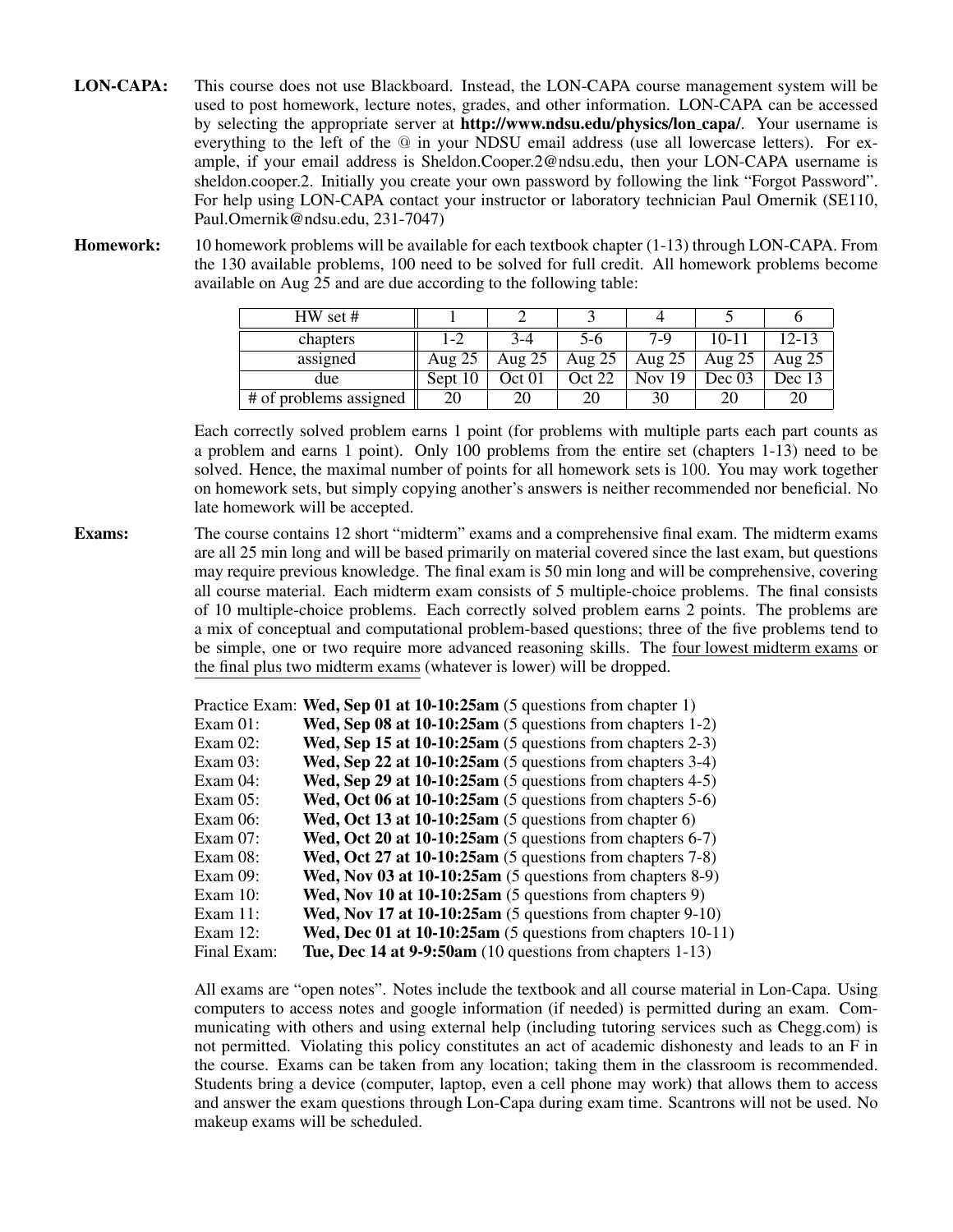**LON-CAPA:** This course does not use Blackboard. Instead, the LON-CAPA course management system will be used to post homework, lecture notes, grades, and other information. LON-CAPA can be accessed by selecting the appropriate server at **http://www.ndsu.edu/physics/lon_capa/**. Your username is everything to the left of the @ in your NDSU email address (use all lowercase letters). For example, if your email address is Sheldon.Cooper.2@ndsu.edu, then your LON-CAPA username is sheldon.cooper.2. Initially you create your own password by following the link "Forgot Password". For help using LON-CAPA contact your instructor or laboratory technician Paul Omernik (SE110, Paul.Omernik@ndsu.edu, 231-7047)

**Homework:** 10 homework problems will be available for each textbook chapter (1-13) through LON-CAPA. From the 130 available problems, 100 need to be solved for full credit. All homework problems become available on Aug 25 and are due according to the following table:

| HW set # | 1 | 2 | 3 | 4 | 5 | 6 |
|---|---|---|---|---|---|---|
| chapters | 1-2 | 3-4 | 5-6 | 7-9 | 10-11 | 12-13 |
| assigned | Aug 25 | Aug 25 | Aug 25 | Aug 25 | Aug 25 | Aug 25 |
| due | Sept 10 | Oct 01 | Oct 22 | Nov 19 | Dec 03 | Dec 13 |
| # of problems assigned | 20 | 20 | 20 | 30 | 20 | 20 |

Each correctly solved problem earns 1 point (for problems with multiple parts each part counts as a problem and earns 1 point). Only 100 problems from the entire set (chapters 1-13) need to be solved. Hence, the maximal number of points for all homework sets is 100. You may work together on homework sets, but simply copying another's answers is neither recommended nor beneficial. No late homework will be accepted.

**Exams:** The course contains 12 short "midterm" exams and a comprehensive final exam. The midterm exams are all 25 min long and will be based primarily on material covered since the last exam, but questions may require previous knowledge. The final exam is 50 min long and will be comprehensive, covering all course material. Each midterm exam consists of 5 multiple-choice problems. The final consists of 10 multiple-choice problems. Each correctly solved problem earns 2 points. The problems are a mix of conceptual and computational problem-based questions; three of the five problems tend to be simple, one or two require more advanced reasoning skills. The <u>four lowest midterm exams</u> or <u>the final plus two midterm exams</u> (whatever is lower) will be dropped.

Practice Exam: **Wed, Sep 01 at 10-10:25am** (5 questions from chapter 1)
Exam 01: **Wed, Sep 08 at 10-10:25am** (5 questions from chapters 1-2)
Exam 02: **Wed, Sep 15 at 10-10:25am** (5 questions from chapters 2-3)
Exam 03: **Wed, Sep 22 at 10-10:25am** (5 questions from chapters 3-4)
Exam 04: **Wed, Sep 29 at 10-10:25am** (5 questions from chapters 4-5)
Exam 05: **Wed, Oct 06 at 10-10:25am** (5 questions from chapters 5-6)
Exam 06: **Wed, Oct 13 at 10-10:25am** (5 questions from chapter 6)
Exam 07: **Wed, Oct 20 at 10-10:25am** (5 questions from chapters 6-7)
Exam 08: **Wed, Oct 27 at 10-10:25am** (5 questions from chapters 7-8)
Exam 09: **Wed, Nov 03 at 10-10:25am** (5 questions from chapters 8-9)
Exam 10: **Wed, Nov 10 at 10-10:25am** (5 questions from chapters 9)
Exam 11: **Wed, Nov 17 at 10-10:25am** (5 questions from chapter 9-10)
Exam 12: **Wed, Dec 01 at 10-10:25am** (5 questions from chapters 10-11)
Final Exam: **Tue, Dec 14 at 9-9:50am** (10 questions from chapters 1-13)

All exams are "open notes". Notes include the textbook and all course material in Lon-Capa. Using computers to access notes and google information (if needed) is permitted during an exam. Communicating with others and using external help (including tutoring services such as Chegg.com) is not permitted. Violating this policy constitutes an act of academic dishonesty and leads to an F in the course. Exams can be taken from any location; taking them in the classroom is recommended. Students bring a device (computer, laptop, even a cell phone may work) that allows them to access and answer the exam questions through Lon-Capa during exam time. Scantrons will not be used. No makeup exams will be scheduled.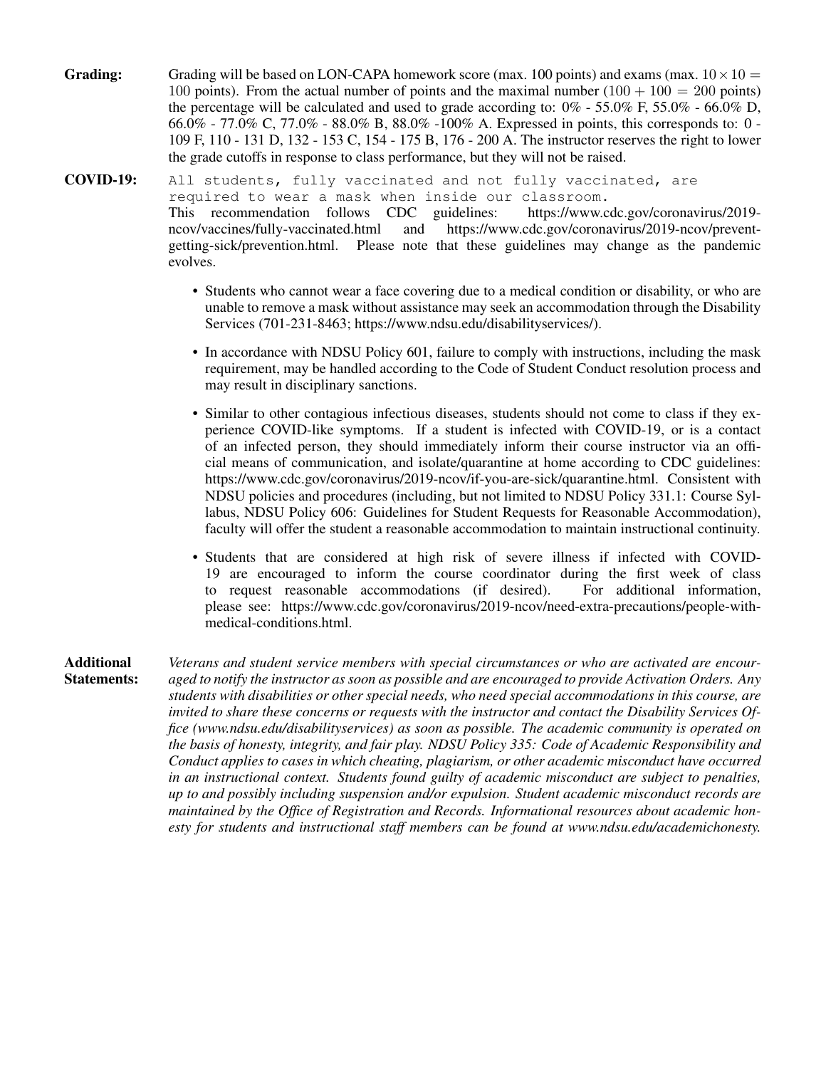**Grading:** Grading will be based on LON-CAPA homework score (max. 100 points) and exams (max. $10 \times 10 = 100$ points). From the actual number of points and the maximal number ($100 + 100 = 200$ points) the percentage will be calculated and used to grade according to: 0% - 55.0% F, 55.0% - 66.0% D, 66.0% - 77.0% C, 77.0% - 88.0% B, 88.0% -100% A. Expressed in points, this corresponds to: 0 - 109 F, 110 - 131 D, 132 - 153 C, 154 - 175 B, 176 - 200 A. The instructor reserves the right to lower the grade cutoffs in response to class performance, but they will not be raised.

**COVID-19:** `All students, fully vaccinated and not fully vaccinated, are required to wear a mask when inside our classroom.` This recommendation follows CDC guidelines: https://www.cdc.gov/coronavirus/2019-ncov/vaccines/fully-vaccinated.html and https://www.cdc.gov/coronavirus/2019-ncov/prevent-getting-sick/prevention.html. Please note that these guidelines may change as the pandemic evolves.

- Students who cannot wear a face covering due to a medical condition or disability, or who are unable to remove a mask without assistance may seek an accommodation through the Disability Services (701-231-8463; https://www.ndsu.edu/disabilityservices/).
- In accordance with NDSU Policy 601, failure to comply with instructions, including the mask requirement, may be handled according to the Code of Student Conduct resolution process and may result in disciplinary sanctions.
- Similar to other contagious infectious diseases, students should not come to class if they experience COVID-like symptoms. If a student is infected with COVID-19, or is a contact of an infected person, they should immediately inform their course instructor via an official means of communication, and isolate/quarantine at home according to CDC guidelines: https://www.cdc.gov/coronavirus/2019-ncov/if-you-are-sick/quarantine.html. Consistent with NDSU policies and procedures (including, but not limited to NDSU Policy 331.1: Course Syllabus, NDSU Policy 606: Guidelines for Student Requests for Reasonable Accommodation), faculty will offer the student a reasonable accommodation to maintain instructional continuity.
- Students that are considered at high risk of severe illness if infected with COVID-19 are encouraged to inform the course coordinator during the first week of class to request reasonable accommodations (if desired). For additional information, please see: https://www.cdc.gov/coronavirus/2019-ncov/need-extra-precautions/people-with-medical-conditions.html.

**Additional Statements:** *Veterans and student service members with special circumstances or who are activated are encouraged to notify the instructor as soon as possible and are encouraged to provide Activation Orders. Any students with disabilities or other special needs, who need special accommodations in this course, are invited to share these concerns or requests with the instructor and contact the Disability Services Office (www.ndsu.edu/disabilityservices) as soon as possible. The academic community is operated on the basis of honesty, integrity, and fair play. NDSU Policy 335: Code of Academic Responsibility and Conduct applies to cases in which cheating, plagiarism, or other academic misconduct have occurred in an instructional context. Students found guilty of academic misconduct are subject to penalties, up to and possibly including suspension and/or expulsion. Student academic misconduct records are maintained by the Office of Registration and Records. Informational resources about academic honesty for students and instructional staff members can be found at www.ndsu.edu/academichonesty.*